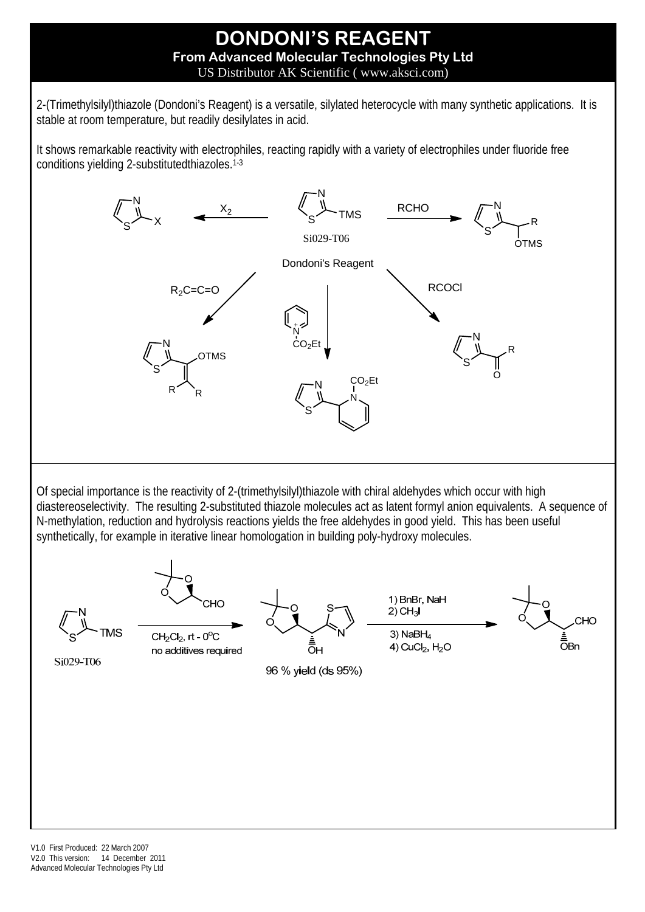# DONDONI'S REAGENT

**From Advanced Molecular Technologies Pty Ltd**

US Distributor AK Scientific ( www.aksci.com)

2-(Trimethylsilyl)thiazole (Dondoni's Reagent) is a versatile, silylated heterocycle with many synthetic applications. It is stable at room temperature, but readily desilylates in acid.

It shows remarkable reactivity with electrophiles, reacting rapidly with a variety of electrophiles under fluoride free conditions yielding 2-substitutedthiazoles.[1-3]

Dondoni's Reagent

Si029-T06

$X_2$

RCHO

$R_2C{=}C{=}O$

$CO_2Et$

RCOCl

Of special importance is the reactivity of 2-(trimethylsilyl)thiazole with chiral aldehydes which occur with high diastereoselectivity. The resulting 2-substituted thiazole molecules act as latent formyl anion equivalents. A sequence of N-methylation, reduction and hydrolysis reactions yields the free aldehydes in good yield. This has been useful synthetically, for example in iterative linear homologation in building poly-hydroxy molecules.

Si029-T06

$CH_2Cl_2$, rt - 0°C

no additives required

96 % yield (ds 95%)

1) BnBr, NaH
2) $CH_3I$
3) $NaBH_4$
4) $CuCl_2$, $H_2O$

V1.0 First Produced: 22 March 2007
V2.0 This version: 14 December 2011
Advanced Molecular Technologies Pty Ltd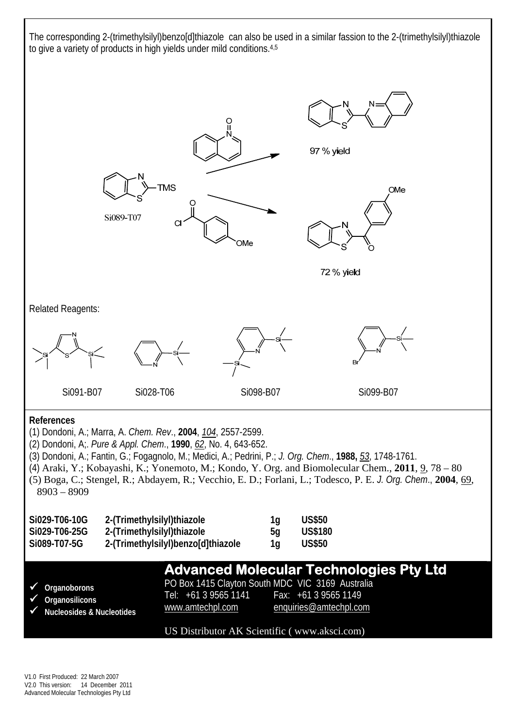The corresponding 2-(trimethylsilyl)benzo[d]thiazole can also be used in a similar fassion to the 2-(trimethylsilyl)thiazole to give a variety of products in high yields under mild conditions.[4,5]

Si089-T07

97 % yield

72 % yield

Related Reagents:

Si091-B07 Si028-T06 Si098-B07 Si099-B07

**References**

(1) Dondoni, A.; Marra, A. *Chem. Rev*., **2004**, 104, 2557-2599.

(2) Dondoni, A;. *Pure & Appl. Chem*., **1990**, 62, No. 4, 643-652.

(3) Dondoni, A.; Fantin, G.; Fogagnolo, M.; Medici, A.; Pedrini, P.; *J. Org. Chem*., **1988,** 53, 1748-1761.

(4) Araki, Y.; Kobayashi, K.; Yonemoto, M.; Kondo, Y. Org. and Biomolecular Chem., **2011**, 9, 78 – 80

(5) Boga, C.; Stengel, R.; Abdayem, R.; Vecchio, E. D.; Forlani, L.; Todesco, P. E. *J. Org. Chem*., **2004**, 69, 8903 – 8909

| | | | |
|---|---|---|---|
| **Si029-T06-10G** | **2-(Trimethylsilyl)thiazole** | **1g** | **US$50** |
| **Si029-T06-25G** | **2-(Trimethylsilyl)thiazole** | **5g** | **US$180** |
| **Si089-T07-5G** | **2-(Trimethylsilyl)benzo[d]thiazole** | **1g** | **US$50** |

**Advanced Molecular Technologies Pty Ltd**

PO Box 1415 Clayton South MDC VIC 3169 Australia

Tel: +61 3 9565 1141 Fax: +61 3 9565 1149

www.amtechpl.com enquiries@amtechpl.com

US Distributor AK Scientific ( www.aksci.com)

- ✓ **Organoborons**
- ✓ **Organosilicons**
- ✓ **Nucleosides & Nucleotides**

V1.0 First Produced: 22 March 2007
V2.0 This version: 14 December 2011
Advanced Molecular Technologies Pty Ltd